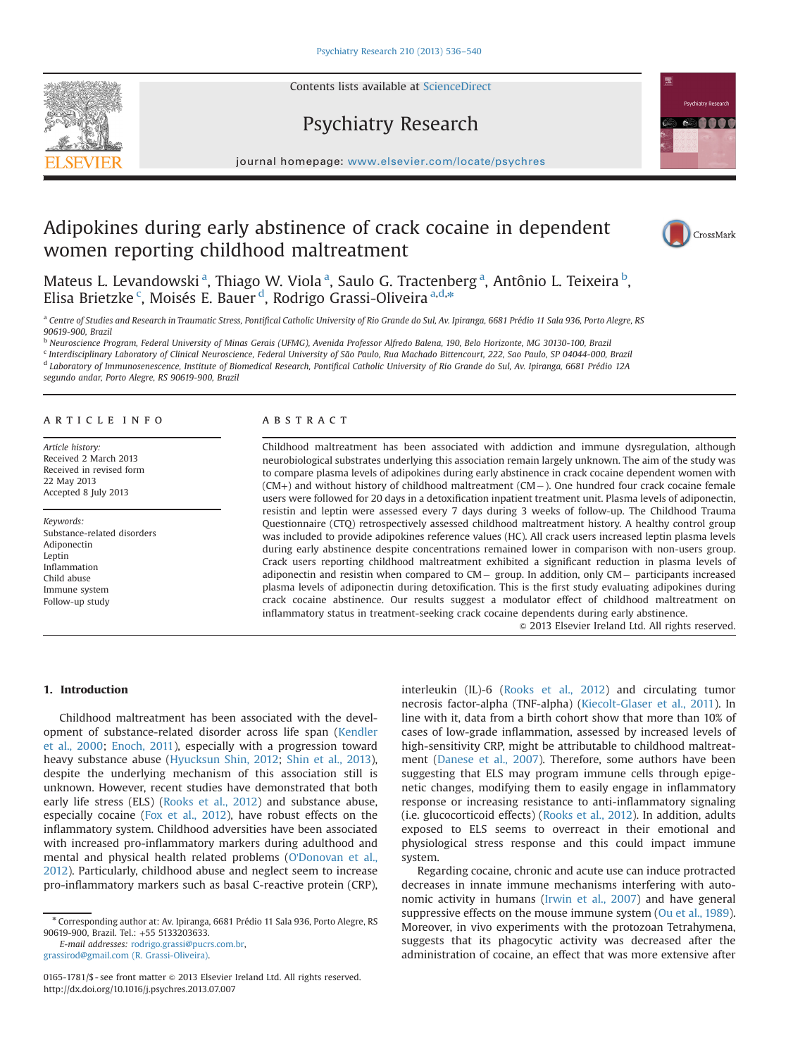# Adipokines during early abstinence of crack cocaine in dependent women reporting childhood maltreatment

Mateus L. Levandowski [a], Thiago W. Viola [a], Saulo G. Tractenberg [a], Antônio L. Teixeira [b], Elisa Brietzke [c], Moisés E. Bauer [d], Rodrigo Grassi-Oliveira [a,d,*]

[a] Centre of Studies and Research in Traumatic Stress, Pontifical Catholic University of Rio Grande do Sul, Av. Ipiranga, 6681 Prédio 11 Sala 936, Porto Alegre, RS 90619-900, Brazil

[b] Neuroscience Program, Federal University of Minas Gerais (UFMG), Avenida Professor Alfredo Balena, 190, Belo Horizonte, MG 30130-100, Brazil

[c] Interdisciplinary Laboratory of Clinical Neuroscience, Federal University of São Paulo, Rua Machado Bittencourt, 222, Sao Paulo, SP 04044-000, Brazil

[d] Laboratory of Immunosenescence, Institute of Biomedical Research, Pontifical Catholic University of Rio Grande do Sul, Av. Ipiranga, 6681 Prédio 12A segundo andar, Porto Alegre, RS 90619-900, Brazil

## ARTICLE INFO

*Article history:*
Received 2 March 2013
Received in revised form
22 May 2013
Accepted 8 July 2013

*Keywords:*
Substance-related disorders
Adiponectin
Leptin
Inflammation
Child abuse
Immune system
Follow-up study

## ABSTRACT

Childhood maltreatment has been associated with addiction and immune dysregulation, although neurobiological substrates underlying this association remain largely unknown. The aim of the study was to compare plasma levels of adipokines during early abstinence in crack cocaine dependent women with (CM+) and without history of childhood maltreatment (CM−). One hundred four crack cocaine female users were followed for 20 days in a detoxification inpatient treatment unit. Plasma levels of adiponectin, resistin and leptin were assessed every 7 days during 3 weeks of follow-up. The Childhood Trauma Questionnaire (CTQ) retrospectively assessed childhood maltreatment history. A healthy control group was included to provide adipokines reference values (HC). All crack users increased leptin plasma levels during early abstinence despite concentrations remained lower in comparison with non-users group. Crack users reporting childhood maltreatment exhibited a significant reduction in plasma levels of adiponectin and resistin when compared to CM− group. In addition, only CM− participants increased plasma levels of adiponectin during detoxification. This is the first study evaluating adipokines during crack cocaine abstinence. Our results suggest a modulator effect of childhood maltreatment on inflammatory status in treatment-seeking crack cocaine dependents during early abstinence.

© 2013 Elsevier Ireland Ltd. All rights reserved.

## 1. Introduction

Childhood maltreatment has been associated with the development of substance-related disorder across life span (Kendler et al., 2000; Enoch, 2011), especially with a progression toward heavy substance abuse (Hyucksun Shin, 2012; Shin et al., 2013), despite the underlying mechanism of this association still is unknown. However, recent studies have demonstrated that both early life stress (ELS) (Rooks et al., 2012) and substance abuse, especially cocaine (Fox et al., 2012), have robust effects on the inflammatory system. Childhood adversities have been associated with increased pro-inflammatory markers during adulthood and mental and physical health related problems (O'Donovan et al., 2012). Particularly, childhood abuse and neglect seem to increase pro-inflammatory markers such as basal C-reactive protein (CRP), interleukin (IL)-6 (Rooks et al., 2012) and circulating tumor necrosis factor-alpha (TNF-alpha) (Kiecolt-Glaser et al., 2011). In line with it, data from a birth cohort show that more than 10% of cases of low-grade inflammation, assessed by increased levels of high-sensitivity CRP, might be attributable to childhood maltreatment (Danese et al., 2007). Therefore, some authors have been suggesting that ELS may program immune cells through epigenetic changes, modifying them to easily engage in inflammatory response or increasing resistance to anti-inflammatory signaling (i.e. glucocorticoid effects) (Rooks et al., 2012). In addition, adults exposed to ELS seems to overreact in their emotional and physiological stress response and this could impact immune system.

Regarding cocaine, chronic and acute use can induce protracted decreases in innate immune mechanisms interfering with autonomic activity in humans (Irwin et al., 2007) and have general suppressive effects on the mouse immune system (Ou et al., 1989). Moreover, in vivo experiments with the protozoan Tetrahymena, suggests that its phagocytic activity was decreased after the administration of cocaine, an effect that was more extensive after

* Corresponding author at: Av. Ipiranga, 6681 Prédio 11 Sala 936, Porto Alegre, RS 90619-900, Brazil. Tel.: +55 5133203633.
*E-mail addresses:* rodrigo.grassi@pucrs.com.br, grassirod@gmail.com (R. Grassi-Oliveira).

0165-1781/$ - see front matter © 2013 Elsevier Ireland Ltd. All rights reserved.
http://dx.doi.org/10.1016/j.psychres.2013.07.007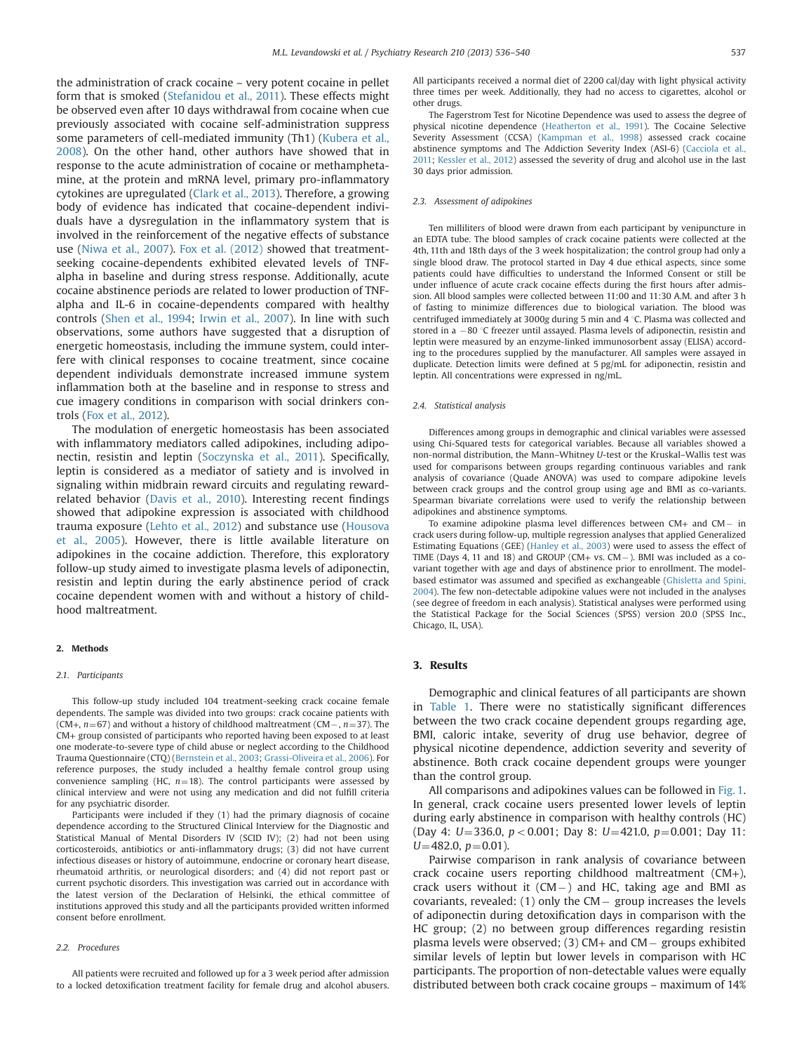the administration of crack cocaine – very potent cocaine in pellet form that is smoked (Stefanidou et al., 2011). These effects might be observed even after 10 days withdrawal from cocaine when cue previously associated with cocaine self-administration suppress some parameters of cell-mediated immunity (Th1) (Kubera et al., 2008). On the other hand, other authors have showed that in response to the acute administration of cocaine or methamphetamine, at the protein and mRNA level, primary pro-inflammatory cytokines are upregulated (Clark et al., 2013). Therefore, a growing body of evidence has indicated that cocaine-dependent individuals have a dysregulation in the inflammatory system that is involved in the reinforcement of the negative effects of substance use (Niwa et al., 2007). Fox et al. (2012) showed that treatment-seeking cocaine-dependents exhibited elevated levels of TNF-alpha in baseline and during stress response. Additionally, acute cocaine abstinence periods are related to lower production of TNF-alpha and IL-6 in cocaine-dependents compared with healthy controls (Shen et al., 1994; Irwin et al., 2007). In line with such observations, some authors have suggested that a disruption of energetic homeostasis, including the immune system, could interfere with clinical responses to cocaine treatment, since cocaine dependent individuals demonstrate increased immune system inflammation both at the baseline and in response to stress and cue imagery conditions in comparison with social drinkers controls (Fox et al., 2012).

The modulation of energetic homeostasis has been associated with inflammatory mediators called adipokines, including adiponectin, resistin and leptin (Soczynska et al., 2011). Specifically, leptin is considered as a mediator of satiety and is involved in signaling within midbrain reward circuits and regulating reward-related behavior (Davis et al., 2010). Interesting recent findings showed that adipokine expression is associated with childhood trauma exposure (Lehto et al., 2012) and substance use (Housova et al., 2005). However, there is little available literature on adipokines in the cocaine addiction. Therefore, this exploratory follow-up study aimed to investigate plasma levels of adiponectin, resistin and leptin during the early abstinence period of crack cocaine dependent women with and without a history of childhood maltreatment.

## 2. Methods

### 2.1. Participants

This follow-up study included 104 treatment-seeking crack cocaine female dependents. The sample was divided into two groups: crack cocaine patients with (CM+, $n=67$) and without a history of childhood maltreatment (CM−, $n=37$). The CM+ group consisted of participants who reported having been exposed to at least one moderate-to-severe type of child abuse or neglect according to the Childhood Trauma Questionnaire (CTQ) (Bernstein et al., 2003; Grassi-Oliveira et al., 2006). For reference purposes, the study included a healthy female control group using convenience sampling (HC, $n=18$). The control participants were assessed by clinical interview and were not using any medication and did not fulfill criteria for any psychiatric disorder.

Participants were included if they (1) had the primary diagnosis of cocaine dependence according to the Structured Clinical Interview for the Diagnostic and Statistical Manual of Mental Disorders IV (SCID IV); (2) had not been using corticosteroids, antibiotics or anti-inflammatory drugs; (3) did not have current infectious diseases or history of autoimmune, endocrine or coronary heart disease, rheumatoid arthritis, or neurological disorders; and (4) did not report past or current psychotic disorders. This investigation was carried out in accordance with the latest version of the Declaration of Helsinki, the ethical committee of institutions approved this study and all the participants provided written informed consent before enrollment.

### 2.2. Procedures

All patients were recruited and followed up for a 3 week period after admission to a locked detoxification treatment facility for female drug and alcohol abusers. All participants received a normal diet of 2200 cal/day with light physical activity three times per week. Additionally, they had no access to cigarettes, alcohol or other drugs.

The Fagerstrom Test for Nicotine Dependence was used to assess the degree of physical nicotine dependence (Heatherton et al., 1991). The Cocaine Selective Severity Assessment (CCSA) (Kampman et al., 1998) assessed crack cocaine abstinence symptoms and The Addiction Severity Index (ASI-6) (Cacciola et al., 2011; Kessler et al., 2012) assessed the severity of drug and alcohol use in the last 30 days prior admission.

### 2.3. Assessment of adipokines

Ten milliliters of blood were drawn from each participant by venipuncture in an EDTA tube. The blood samples of crack cocaine patients were collected at the 4th, 11th and 18th days of the 3 week hospitalization; the control group had only a single blood draw. The protocol started in Day 4 due ethical aspects, since some patients could have difficulties to understand the Informed Consent or still be under influence of acute crack cocaine effects during the first hours after admission. All blood samples were collected between 11:00 and 11:30 A.M. and after 3 h of fasting to minimize differences due to biological variation. The blood was centrifuged immediately at 3000g during 5 min and 4 °C. Plasma was collected and stored in a −80 °C freezer until assayed. Plasma levels of adiponectin, resistin and leptin were measured by an enzyme-linked immunosorbent assay (ELISA) according to the procedures supplied by the manufacturer. All samples were assayed in duplicate. Detection limits were defined at 5 pg/mL for adiponectin, resistin and leptin. All concentrations were expressed in ng/mL.

### 2.4. Statistical analysis

Differences among groups in demographic and clinical variables were assessed using Chi-Squared tests for categorical variables. Because all variables showed a non-normal distribution, the Mann–Whitney $U$-test or the Kruskal–Wallis test was used for comparisons between groups regarding continuous variables and rank analysis of covariance (Quade ANOVA) was used to compare adipokine levels between crack groups and the control group using age and BMI as co-variants. Spearman bivariate correlations were used to verify the relationship between adipokines and abstinence symptoms.

To examine adipokine plasma level differences between CM+ and CM− in crack users during follow-up, multiple regression analyses that applied Generalized Estimating Equations (GEE) (Hanley et al., 2003) were used to assess the effect of TIME (Days 4, 11 and 18) and GROUP (CM+ vs. CM−). BMI was included as a co-variant together with age and days of abstinence prior to enrollment. The model-based estimator was assumed and specified as exchangeable (Ghisletta and Spini, 2004). The few non-detectable adipokine values were not included in the analyses (see degree of freedom in each analysis). Statistical analyses were performed using the Statistical Package for the Social Sciences (SPSS) version 20.0 (SPSS Inc., Chicago, IL, USA).

## 3. Results

Demographic and clinical features of all participants are shown in Table 1. There were no statistically significant differences between the two crack cocaine dependent groups regarding age, BMI, caloric intake, severity of drug use behavior, degree of physical nicotine dependence, addiction severity and severity of abstinence. Both crack cocaine dependent groups were younger than the control group.

All comparisons and adipokines values can be followed in Fig. 1. In general, crack cocaine users presented lower levels of leptin during early abstinence in comparison with healthy controls (HC) (Day 4: $U=336.0$, $p<0.001$; Day 8: $U=421.0$, $p=0.001$; Day 11: $U=482.0$, $p=0.01$).

Pairwise comparison in rank analysis of covariance between crack cocaine users reporting childhood maltreatment (CM+), crack users without it (CM−) and HC, taking age and BMI as covariants, revealed: (1) only the CM− group increases the levels of adiponectin during detoxification days in comparison with the HC group; (2) no between group differences regarding resistin plasma levels were observed; (3) CM+ and CM− groups exhibited similar levels of leptin but lower levels in comparison with HC participants. The proportion of non-detectable values were equally distributed between both crack cocaine groups – maximum of 14%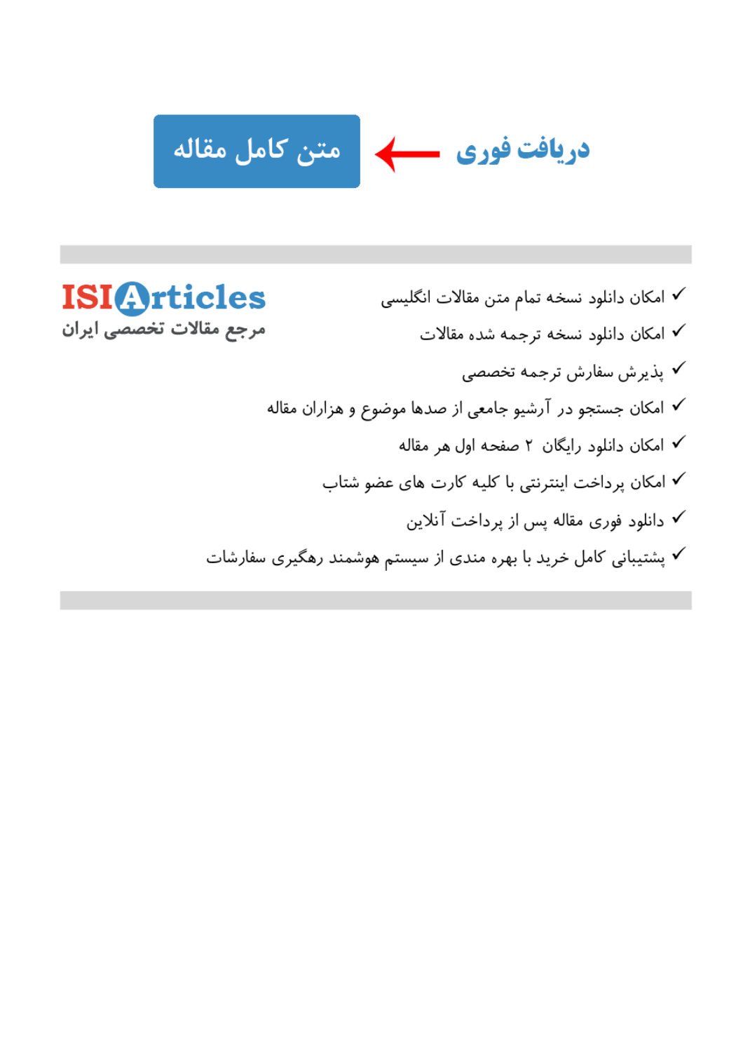دریافت فوری ← متن کامل مقاله

**ISIArticles**
مرجع مقالات تخصصی ایران

- ✓ امکان دانلود نسخه تمام متن مقالات انگلیسی
- ✓ امکان دانلود نسخه ترجمه شده مقالات
- ✓ پذیرش سفارش ترجمه تخصصی
- ✓ امکان جستجو در آرشیو جامعی از صدها موضوع و هزاران مقاله
- ✓ امکان دانلود رایگان ۲ صفحه اول هر مقاله
- ✓ امکان پرداخت اینترنتی با کلیه کارت های عضو شتاب
- ✓ دانلود فوری مقاله پس از پرداخت آنلاین
- ✓ پشتیبانی کامل خرید با بهره مندی از سیستم هوشمند رهگیری سفارشات